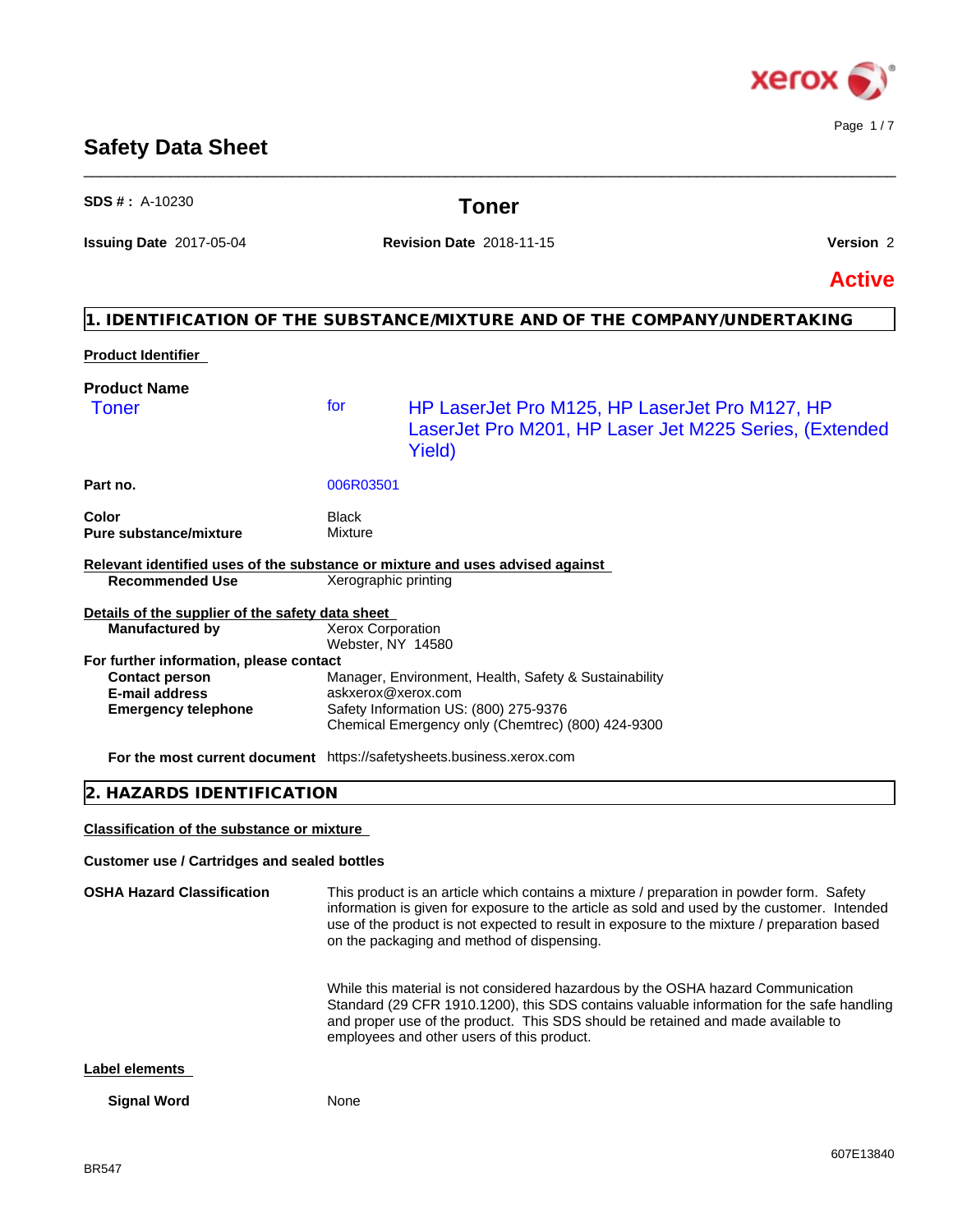# Safety Data Sheet

**SDS # :** A-10230

## Toner

**Issuing Date** 2017-05-04 **Revision Date** 2018-11-15 **Version** 2

**Active**

## 1. IDENTIFICATION OF THE SUBSTANCE/MIXTURE AND OF THE COMPANY/UNDERTAKING

**Product Identifier**

**Product Name**
Toner for HP LaserJet Pro M125, HP LaserJet Pro M127, HP LaserJet Pro M201, HP Laser Jet M225 Series, (Extended Yield)

| | |
|---|---|
| **Part no.** | 006R03501 |
| **Color** | Black |
| **Pure substance/mixture** | Mixture |

**Relevant identified uses of the substance or mixture and uses advised against**

| | |
|---|---|
| **Recommended Use** | Xerographic printing |

**Details of the supplier of the safety data sheet**

| | |
|---|---|
| **Manufactured by** | Xerox Corporation<br>Webster, NY 14580 |

**For further information, please contact**

| | |
|---|---|
| **Contact person** | Manager, Environment, Health, Safety & Sustainability |
| **E-mail address** | askxerox@xerox.com |
| **Emergency telephone** | Safety Information US: (800) 275-9376<br>Chemical Emergency only (Chemtrec) (800) 424-9300 |
| **For the most current document** | https://safetysheets.business.xerox.com |

## 2. HAZARDS IDENTIFICATION

**Classification of the substance or mixture**

**Customer use / Cartridges and sealed bottles**

**OSHA Hazard Classification**

This product is an article which contains a mixture / preparation in powder form. Safety information is given for exposure to the article as sold and used by the customer. Intended use of the product is not expected to result in exposure to the mixture / preparation based on the packaging and method of dispensing.

While this material is not considered hazardous by the OSHA hazard Communication Standard (29 CFR 1910.1200), this SDS contains valuable information for the safe handling and proper use of the product. This SDS should be retained and made available to employees and other users of this product.

**Label elements**

| | |
|---|---|
| **Signal Word** | None |

BR547 607E13840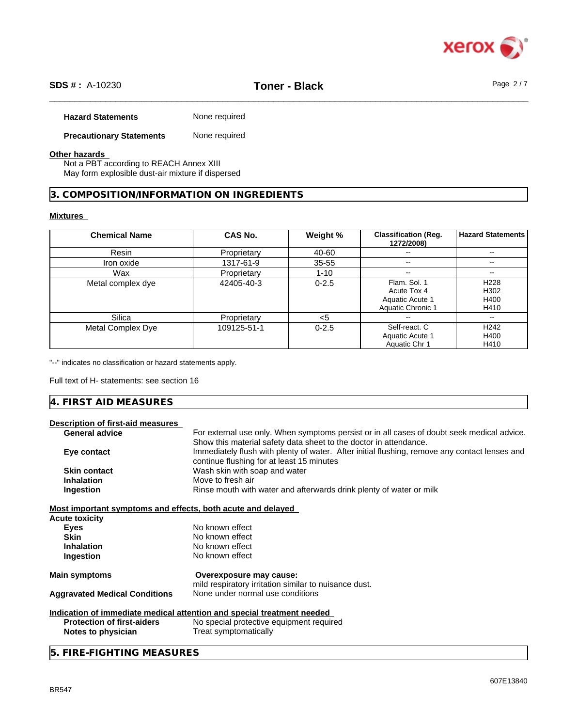**Hazard Statements** None required

**Precautionary Statements** None required

**Other hazards**

Not a PBT according to REACH Annex XIII
May form explosible dust-air mixture if dispersed

## 3. COMPOSITION/INFORMATION ON INGREDIENTS

**Mixtures**

| Chemical Name | CAS No. | Weight % | Classification (Reg. 1272/2008) | Hazard Statements |
|---|---|---|---|---|
| Resin | Proprietary | 40-60 | -- | -- |
| Iron oxide | 1317-61-9 | 35-55 | -- | -- |
| Wax | Proprietary | 1-10 | -- | -- |
| Metal complex dye | 42405-40-3 | 0-2.5 | Flam. Sol. 1<br>Acute Tox 4<br>Aquatic Acute 1<br>Aquatic Chronic 1 | H228<br>H302<br>H400<br>H410 |
| Silica | Proprietary | <5 | -- | -- |
| Metal Complex Dye | 109125-51-1 | 0-2.5 | Self-react. C<br>Aquatic Acute 1<br>Aquatic Chr 1 | H242<br>H400<br>H410 |

"--" indicates no classification or hazard statements apply.

Full text of H- statements: see section 16

## 4. FIRST AID MEASURES

**Description of first-aid measures**

**General advice** For external use only. When symptoms persist or in all cases of doubt seek medical advice. Show this material safety data sheet to the doctor in attendance.

**Eye contact** Immediately flush with plenty of water. After initial flushing, remove any contact lenses and continue flushing for at least 15 minutes

**Skin contact** Wash skin with soap and water

**Inhalation** Move to fresh air

**Ingestion** Rinse mouth with water and afterwards drink plenty of water or milk

**Most important symptoms and effects, both acute and delayed**

**Acute toxicity**

**Eyes** No known effect

**Skin** No known effect

**Inhalation** No known effect

**Ingestion** No known effect

**Main symptoms** **Overexposure may cause:**
mild respiratory irritation similar to nuisance dust.

**Aggravated Medical Conditions** None under normal use conditions

**Indication of immediate medical attention and special treatment needed**

**Protection of first-aiders** No special protective equipment required

**Notes to physician** Treat symptomatically

## 5. FIRE-FIGHTING MEASURES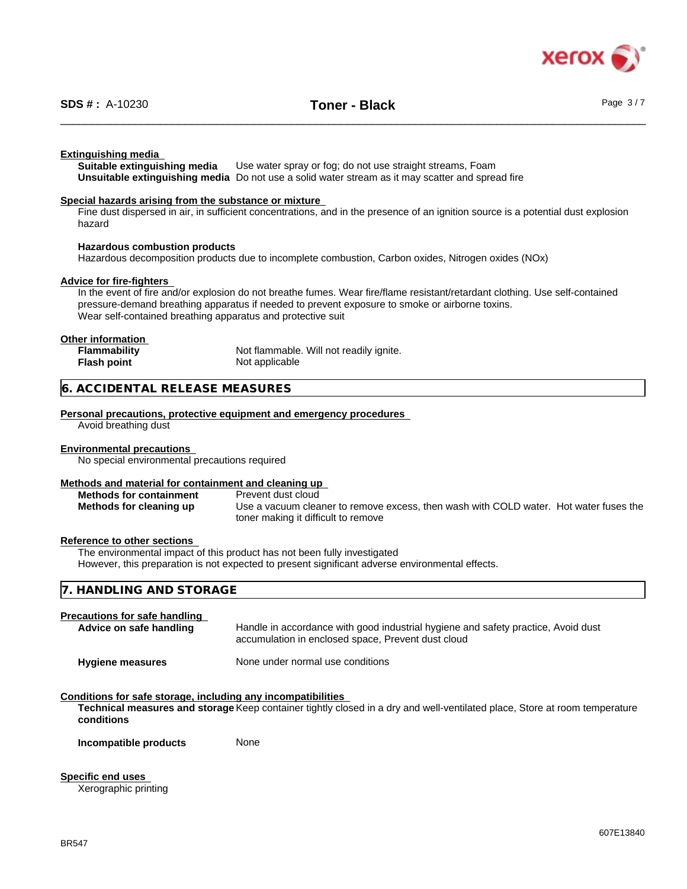**Extinguishing media**

| | |
|---|---|
| **Suitable extinguishing media** | Use water spray or fog; do not use straight streams, Foam |
| **Unsuitable extinguishing media** | Do not use a solid water stream as it may scatter and spread fire |

**Special hazards arising from the substance or mixture**

Fine dust dispersed in air, in sufficient concentrations, and in the presence of an ignition source is a potential dust explosion hazard

**Hazardous combustion products**

Hazardous decomposition products due to incomplete combustion, Carbon oxides, Nitrogen oxides (NOx)

**Advice for fire-fighters**

In the event of fire and/or explosion do not breathe fumes. Wear fire/flame resistant/retardant clothing. Use self-contained pressure-demand breathing apparatus if needed to prevent exposure to smoke or airborne toxins.
Wear self-contained breathing apparatus and protective suit

**Other information**

| | |
|---|---|
| **Flammability** | Not flammable. Will not readily ignite. |
| **Flash point** | Not applicable |

## 6. ACCIDENTAL RELEASE MEASURES

**Personal precautions, protective equipment and emergency procedures**

Avoid breathing dust

**Environmental precautions**

No special environmental precautions required

**Methods and material for containment and cleaning up**

| | |
|---|---|
| **Methods for containment** | Prevent dust cloud |
| **Methods for cleaning up** | Use a vacuum cleaner to remove excess, then wash with COLD water. Hot water fuses the toner making it difficult to remove |

**Reference to other sections**

The environmental impact of this product has not been fully investigated
However, this preparation is not expected to present significant adverse environmental effects.

## 7. HANDLING AND STORAGE

**Precautions for safe handling**

| | |
|---|---|
| **Advice on safe handling** | Handle in accordance with good industrial hygiene and safety practice, Avoid dust accumulation in enclosed space, Prevent dust cloud |
| **Hygiene measures** | None under normal use conditions |

**Conditions for safe storage, including any incompatibilities**

| | |
|---|---|
| **Technical measures and storage conditions** | Keep container tightly closed in a dry and well-ventilated place, Store at room temperature |
| **Incompatible products** | None |

**Specific end uses**

Xerographic printing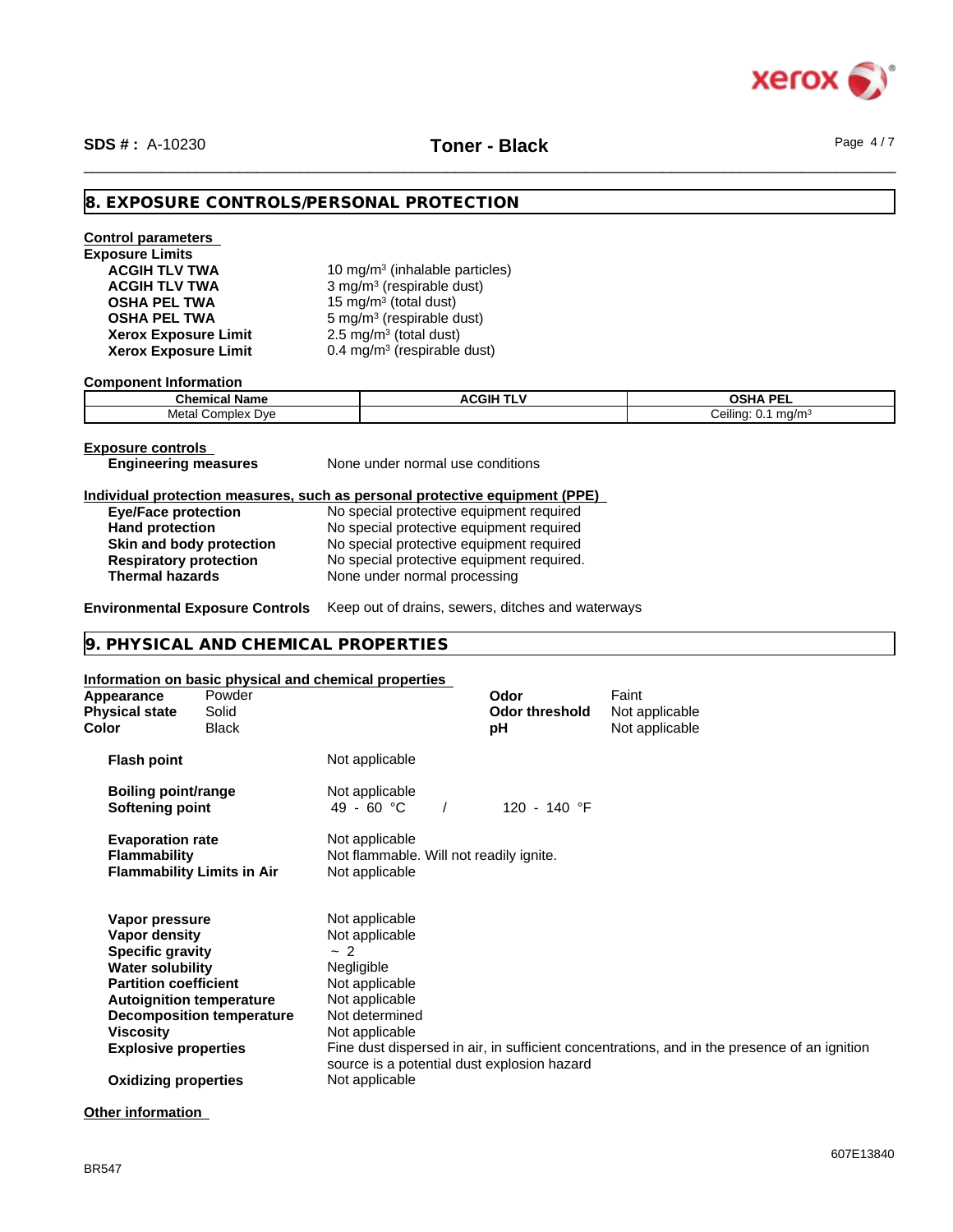## 8. EXPOSURE CONTROLS/PERSONAL PROTECTION

**Control parameters**

**Exposure Limits**

| | |
|---|---|
| **ACGIH TLV TWA** | 10 mg/m³ (inhalable particles) |
| **ACGIH TLV TWA** | 3 mg/m³ (respirable dust) |
| **OSHA PEL TWA** | 15 mg/m³ (total dust) |
| **OSHA PEL TWA** | 5 mg/m³ (respirable dust) |
| **Xerox Exposure Limit** | 2.5 mg/m³ (total dust) |
| **Xerox Exposure Limit** | 0.4 mg/m³ (respirable dust) |

**Component Information**

| Chemical Name | ACGIH TLV | OSHA PEL |
|---|---|---|
| Metal Complex Dye | | Ceiling: 0.1 mg/m³ |

**Exposure controls**

**Engineering measures** None under normal use conditions

**Individual protection measures, such as personal protective equipment (PPE)**

| | |
|---|---|
| **Eye/Face protection** | No special protective equipment required |
| **Hand protection** | No special protective equipment required |
| **Skin and body protection** | No special protective equipment required |
| **Respiratory protection** | No special protective equipment required. |
| **Thermal hazards** | None under normal processing |

**Environmental Exposure Controls** Keep out of drains, sewers, ditches and waterways

## 9. PHYSICAL AND CHEMICAL PROPERTIES

**Information on basic physical and chemical properties**

| | | | |
|---|---|---|---|
| **Appearance** | Powder | **Odor** | Faint |
| **Physical state** | Solid | **Odor threshold** | Not applicable |
| **Color** | Black | **pH** | Not applicable |

| | |
|---|---|
| **Flash point** | Not applicable |
| **Boiling point/range** | Not applicable |
| **Softening point** | 49 - 60 °C / 120 - 140 °F |
| **Evaporation rate** | Not applicable |
| **Flammability** | Not flammable. Will not readily ignite. |
| **Flammability Limits in Air** | Not applicable |
| **Vapor pressure** | Not applicable |
| **Vapor density** | Not applicable |
| **Specific gravity** | ~ 2 |
| **Water solubility** | Negligible |
| **Partition coefficient** | Not applicable |
| **Autoignition temperature** | Not applicable |
| **Decomposition temperature** | Not determined |
| **Viscosity** | Not applicable |
| **Explosive properties** | Fine dust dispersed in air, in sufficient concentrations, and in the presence of an ignition source is a potential dust explosion hazard |
| **Oxidizing properties** | Not applicable |

**Other information**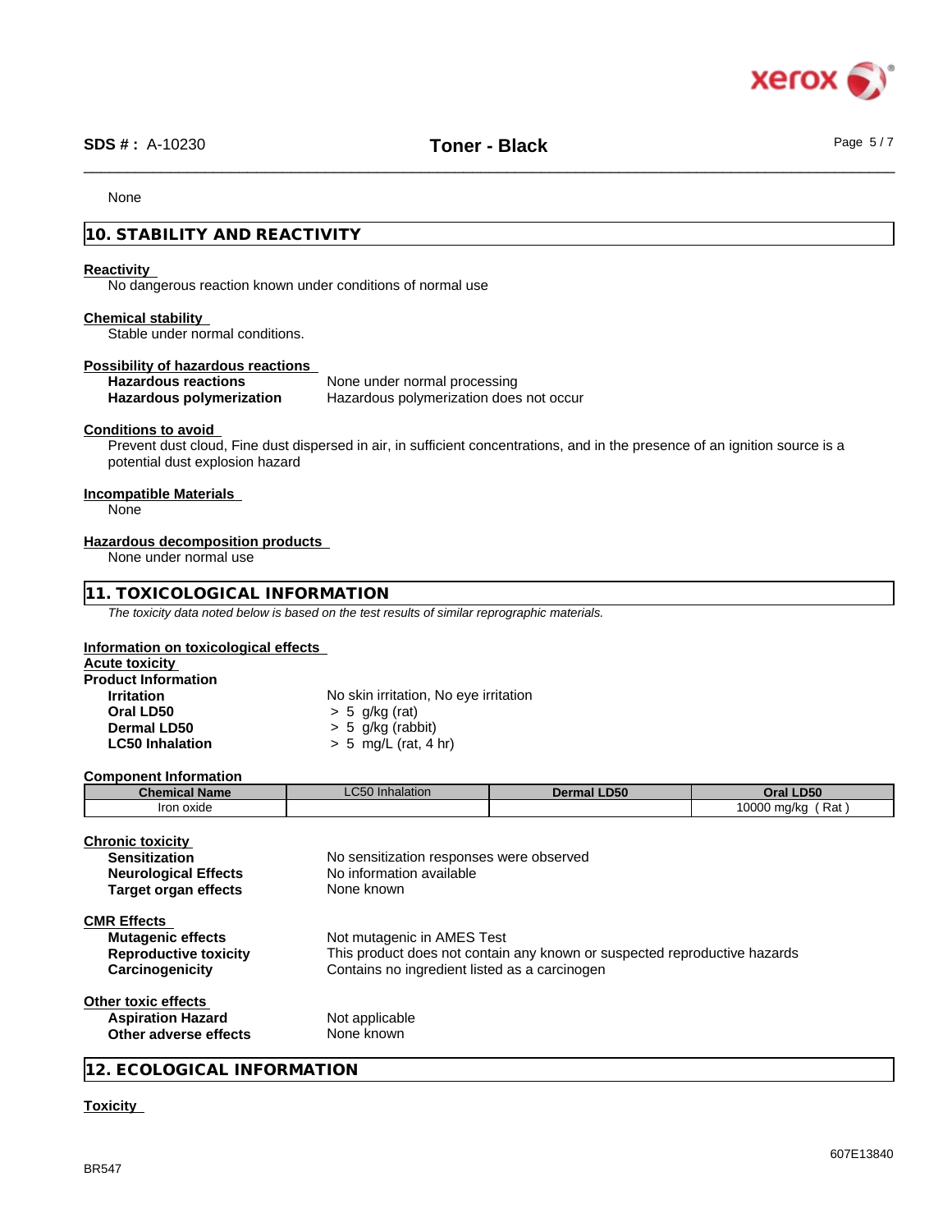None

## 10. STABILITY AND REACTIVITY

**Reactivity**
No dangerous reaction known under conditions of normal use

**Chemical stability**
Stable under normal conditions.

**Possibility of hazardous reactions**

| | |
|---|---|
| **Hazardous reactions** | None under normal processing |
| **Hazardous polymerization** | Hazardous polymerization does not occur |

**Conditions to avoid**
Prevent dust cloud, Fine dust dispersed in air, in sufficient concentrations, and in the presence of an ignition source is a potential dust explosion hazard

**Incompatible Materials**
None

**Hazardous decomposition products**
None under normal use

## 11. TOXICOLOGICAL INFORMATION

*The toxicity data noted below is based on the test results of similar reprographic materials.*

**Information on toxicological effects**

**Acute toxicity**

**Product Information**

| | |
|---|---|
| **Irritation** | No skin irritation, No eye irritation |
| **Oral LD50** | > 5 g/kg (rat) |
| **Dermal LD50** | > 5 g/kg (rabbit) |
| **LC50 Inhalation** | > 5 mg/L (rat, 4 hr) |

**Component Information**

| Chemical Name | LC50 Inhalation | Dermal LD50 | Oral LD50 |
|---|---|---|---|
| Iron oxide | | | 10000 mg/kg ( Rat ) |

**Chronic toxicity**

| | |
|---|---|
| **Sensitization** | No sensitization responses were observed |
| **Neurological Effects** | No information available |
| **Target organ effects** | None known |

**CMR Effects**

| | |
|---|---|
| **Mutagenic effects** | Not mutagenic in AMES Test |
| **Reproductive toxicity** | This product does not contain any known or suspected reproductive hazards |
| **Carcinogenicity** | Contains no ingredient listed as a carcinogen |

**Other toxic effects**

| | |
|---|---|
| **Aspiration Hazard** | Not applicable |
| **Other adverse effects** | None known |

## 12. ECOLOGICAL INFORMATION

**Toxicity**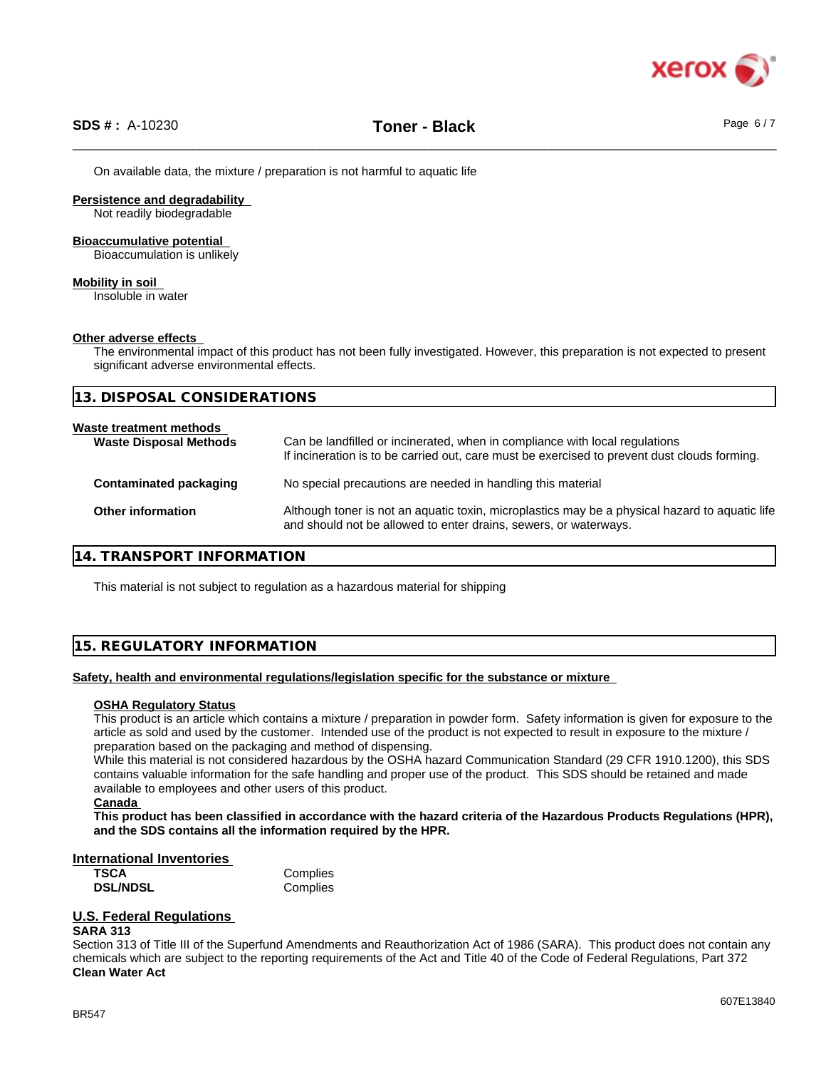On available data, the mixture / preparation is not harmful to aquatic life

**Persistence and degradability**

Not readily biodegradable

**Bioaccumulative potential**

Bioaccumulation is unlikely

**Mobility in soil**

Insoluble in water

**Other adverse effects**

The environmental impact of this product has not been fully investigated. However, this preparation is not expected to present significant adverse environmental effects.

## 13. DISPOSAL CONSIDERATIONS

**Waste treatment methods**

| | |
|---|---|
| **Waste Disposal Methods** | Can be landfilled or incinerated, when in compliance with local regulations<br>If incineration is to be carried out, care must be exercised to prevent dust clouds forming. |
| **Contaminated packaging** | No special precautions are needed in handling this material |
| **Other information** | Although toner is not an aquatic toxin, microplastics may be a physical hazard to aquatic life and should not be allowed to enter drains, sewers, or waterways. |

## 14. TRANSPORT INFORMATION

This material is not subject to regulation as a hazardous material for shipping

## 15. REGULATORY INFORMATION

**Safety, health and environmental regulations/legislation specific for the substance or mixture**

**OSHA Regulatory Status**

This product is an article which contains a mixture / preparation in powder form. Safety information is given for exposure to the article as sold and used by the customer. Intended use of the product is not expected to result in exposure to the mixture / preparation based on the packaging and method of dispensing.

While this material is not considered hazardous by the OSHA hazard Communication Standard (29 CFR 1910.1200), this SDS contains valuable information for the safe handling and proper use of the product. This SDS should be retained and made available to employees and other users of this product.

**Canada**

**This product has been classified in accordance with the hazard criteria of the Hazardous Products Regulations (HPR), and the SDS contains all the information required by the HPR.**

**International Inventories**

| | |
|---|---|
| **TSCA** | Complies |
| **DSL/NDSL** | Complies |

**U.S. Federal Regulations**

**SARA 313**

Section 313 of Title III of the Superfund Amendments and Reauthorization Act of 1986 (SARA). This product does not contain any chemicals which are subject to the reporting requirements of the Act and Title 40 of the Code of Federal Regulations, Part 372

**Clean Water Act**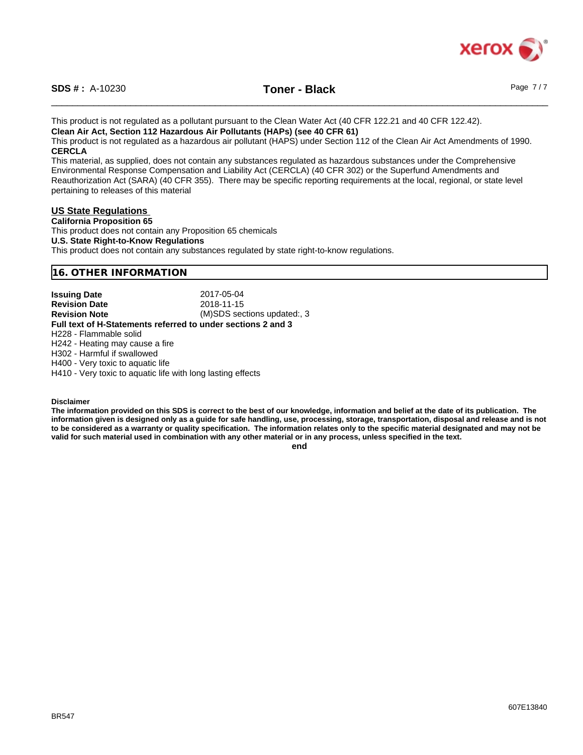This product is not regulated as a pollutant pursuant to the Clean Water Act (40 CFR 122.21 and 40 CFR 122.42).

**Clean Air Act, Section 112 Hazardous Air Pollutants (HAPs) (see 40 CFR 61)**

This product is not regulated as a hazardous air pollutant (HAPS) under Section 112 of the Clean Air Act Amendments of 1990.

**CERCLA**

This material, as supplied, does not contain any substances regulated as hazardous substances under the Comprehensive Environmental Response Compensation and Liability Act (CERCLA) (40 CFR 302) or the Superfund Amendments and Reauthorization Act (SARA) (40 CFR 355). There may be specific reporting requirements at the local, regional, or state level pertaining to releases of this material

### US State Regulations

**California Proposition 65**

This product does not contain any Proposition 65 chemicals

**U.S. State Right-to-Know Regulations**

This product does not contain any substances regulated by state right-to-know regulations.

## 16. OTHER INFORMATION

| | |
|---|---|
| **Issuing Date** | 2017-05-04 |
| **Revision Date** | 2018-11-15 |
| **Revision Note** | (M)SDS sections updated:, 3 |

**Full text of H-Statements referred to under sections 2 and 3**

H228 - Flammable solid
H242 - Heating may cause a fire
H302 - Harmful if swallowed
H400 - Very toxic to aquatic life
H410 - Very toxic to aquatic life with long lasting effects

**Disclaimer**

**The information provided on this SDS is correct to the best of our knowledge, information and belief at the date of its publication. The information given is designed only as a guide for safe handling, use, processing, storage, transportation, disposal and release and is not to be considered as a warranty or quality specification. The information relates only to the specific material designated and may not be valid for such material used in combination with any other material or in any process, unless specified in the text.**

**end**